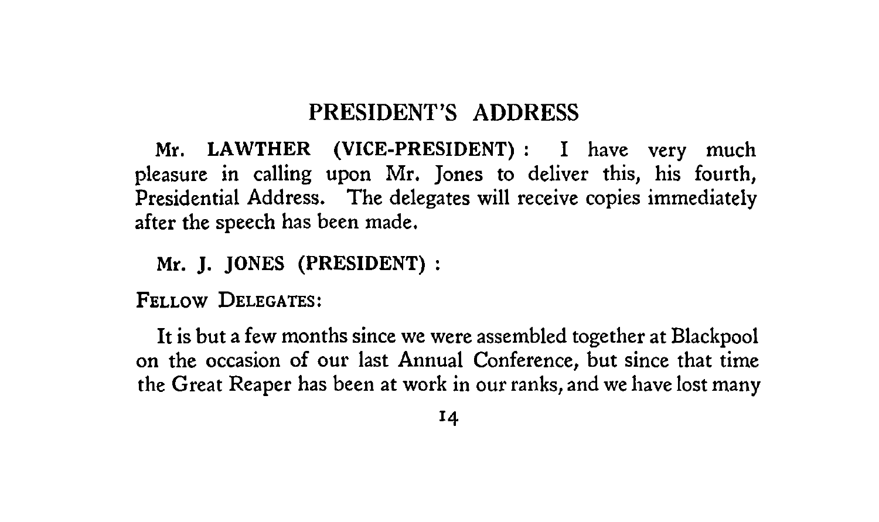## PRESIDENT'S ADDRESS

**Mr. LAWTHER (VICE-PRESIDENT) :** I have very much pleasure in calling upon Mr. Jones to deliver this, his fourth, Presidential Address. The delegates will receive copies immediately after the speech has been made.

**Mr. J. JONES (PRESIDENT) :**

FELLOW DELEGATES:

It is but a few months since we were assembled together at Blackpool on the occasion of our last Annual Conference, but since that time the Great Reaper has been at work in our ranks, and we have lost many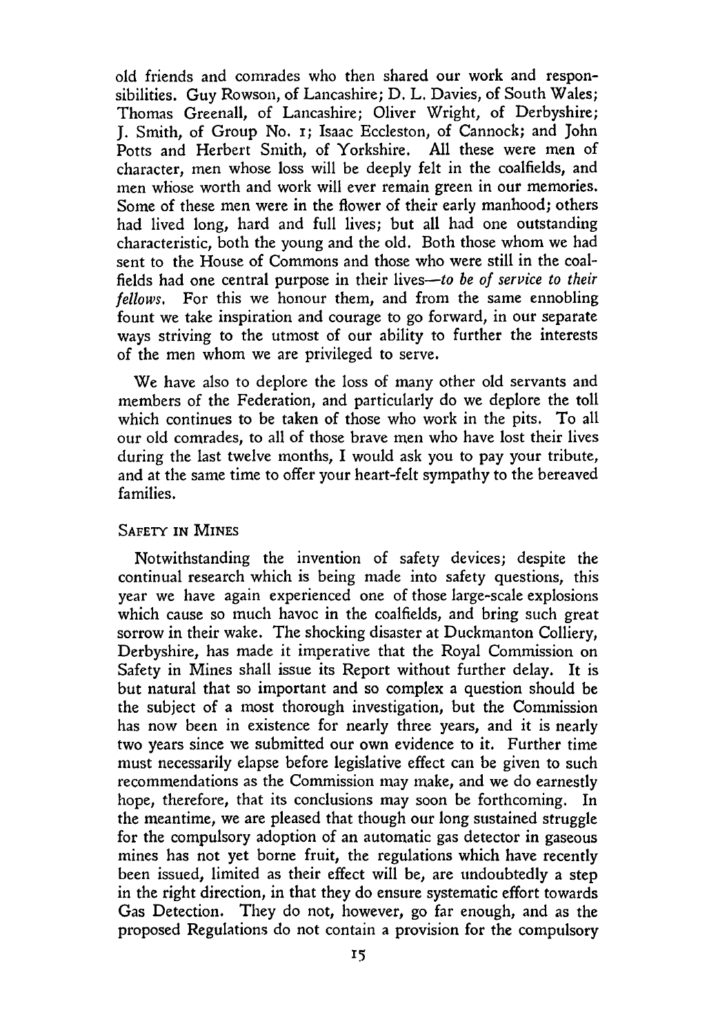old friends and comrades who then shared our work and responsibilities. Guy Rowson, of Lancashire; D. L. Davies, of South Wales; Thomas Greenall, of Lancashire; Oliver Wright, of Derbyshire; J. Smith, of Group No. 1; Isaac Eccleston, of Cannock; and John Potts and Herbert Smith, of Yorkshire. All these were men of character, men whose loss will be deeply felt in the coalfields, and men whose worth and work will ever remain green in our memories. Some of these men were in the flower of their early manhood; others had lived long, hard and full lives; but all had one outstanding characteristic, both the young and the old. Both those whom we had sent to the House of Commons and those who were still in the coalfields had one central purpose in their lives—*to be of service to their fellows.* For this we honour them, and from the same ennobling fount we take inspiration and courage to go forward, in our separate ways striving to the utmost of our ability to further the interests of the men whom we are privileged to serve.

We have also to deplore the loss of many other old servants and members of the Federation, and particularly do we deplore the toll which continues to be taken of those who work in the pits. To all our old comrades, to all of those brave men who have lost their lives during the last twelve months, I would ask you to pay your tribute, and at the same time to offer your heart-felt sympathy to the bereaved families.

### Safety in Mines

Notwithstanding the invention of safety devices; despite the continual research which is being made into safety questions, this year we have again experienced one of those large-scale explosions which cause so much havoc in the coalfields, and bring such great sorrow in their wake. The shocking disaster at Duckmanton Colliery, Derbyshire, has made it imperative that the Royal Commission on Safety in Mines shall issue its Report without further delay. It is but natural that so important and so complex a question should be the subject of a most thorough investigation, but the Commission has now been in existence for nearly three years, and it is nearly two years since we submitted our own evidence to it. Further time must necessarily elapse before legislative effect can be given to such recommendations as the Commission may make, and we do earnestly hope, therefore, that its conclusions may soon be forthcoming. In the meantime, we are pleased that though our long sustained struggle for the compulsory adoption of an automatic gas detector in gaseous mines has not yet borne fruit, the regulations which have recently been issued, limited as their effect will be, are undoubtedly a step in the right direction, in that they do ensure systematic effort towards Gas Detection. They do not, however, go far enough, and as the proposed Regulations do not contain a provision for the compulsory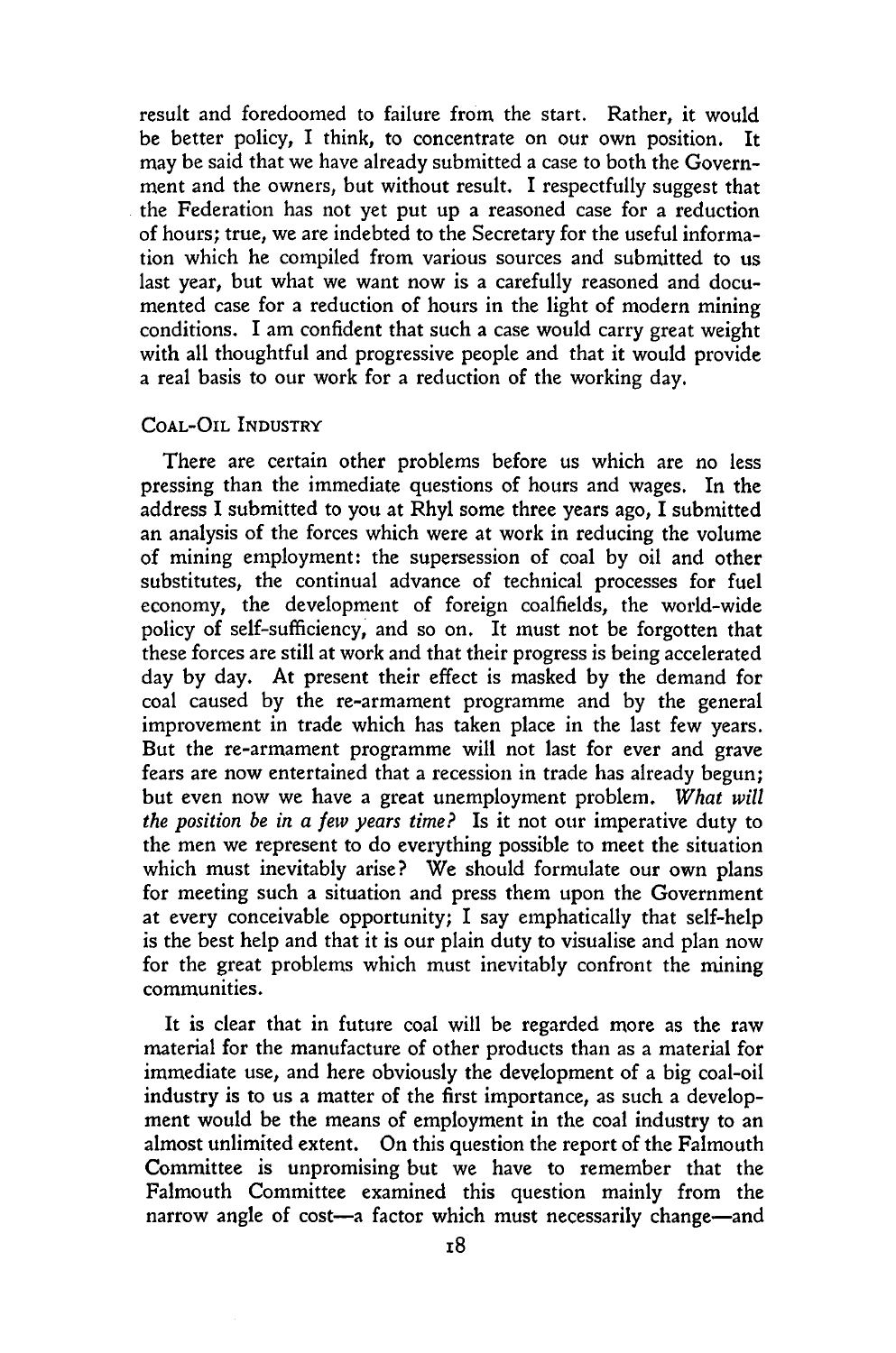result and foredoomed to failure from the start. Rather, it would be better policy, I think, to concentrate on our own position. It may be said that we have already submitted a case to both the Government and the owners, but without result. I respectfully suggest that the Federation has not yet put up a reasoned case for a reduction of hours; true, we are indebted to the Secretary for the useful information which he compiled from various sources and submitted to us last year, but what we want now is a carefully reasoned and documented case for a reduction of hours in the light of modern mining conditions. I am confident that such a case would carry great weight with all thoughtful and progressive people and that it would provide a real basis to our work for a reduction of the working day.

## Coal-Oil Industry

There are certain other problems before us which are no less pressing than the immediate questions of hours and wages. In the address I submitted to you at Rhyl some three years ago, I submitted an analysis of the forces which were at work in reducing the volume of mining employment: the supersession of coal by oil and other substitutes, the continual advance of technical processes for fuel economy, the development of foreign coalfields, the world-wide policy of self-sufficiency, and so on. It must not be forgotten that these forces are still at work and that their progress is being accelerated day by day. At present their effect is masked by the demand for coal caused by the re-armament programme and by the general improvement in trade which has taken place in the last few years. But the re-armament programme will not last for ever and grave fears are now entertained that a recession in trade has already begun; but even now we have a great unemployment problem. *What will the position be in a few years time?* Is it not our imperative duty to the men we represent to do everything possible to meet the situation which must inevitably arise? We should formulate our own plans for meeting such a situation and press them upon the Government at every conceivable opportunity; I say emphatically that self-help is the best help and that it is our plain duty to visualise and plan now for the great problems which must inevitably confront the mining communities.

It is clear that in future coal will be regarded more as the raw material for the manufacture of other products than as a material for immediate use, and here obviously the development of a big coal-oil industry is to us a matter of the first importance, as such a development would be the means of employment in the coal industry to an almost unlimited extent. On this question the report of the Falmouth Committee is unpromising but we have to remember that the Falmouth Committee examined this question mainly from the narrow angle of cost—a factor which must necessarily change—and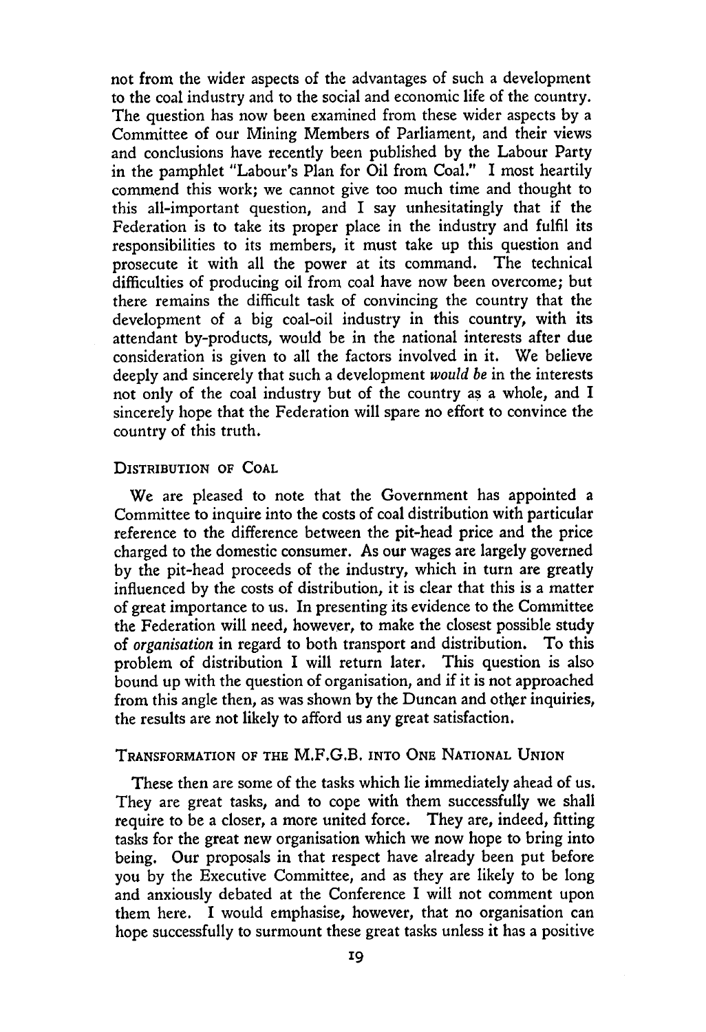not from the wider aspects of the advantages of such a development to the coal industry and to the social and economic life of the country. The question has now been examined from these wider aspects by a Committee of our Mining Members of Parliament, and their views and conclusions have recently been published by the Labour Party in the pamphlet "Labour's Plan for Oil from Coal." I most heartily commend this work; we cannot give too much time and thought to this all-important question, and I say unhesitatingly that if the Federation is to take its proper place in the industry and fulfil its responsibilities to its members, it must take up this question and prosecute it with all the power at its command. The technical difficulties of producing oil from coal have now been overcome; but there remains the difficult task of convincing the country that the development of a big coal-oil industry in this country, with its attendant by-products, would be in the national interests after due consideration is given to all the factors involved in it. We believe deeply and sincerely that such a development *would be* in the interests not only of the coal industry but of the country as a whole, and I sincerely hope that the Federation will spare no effort to convince the country of this truth.

## Distribution of Coal

We are pleased to note that the Government has appointed a Committee to inquire into the costs of coal distribution with particular reference to the difference between the pit-head price and the price charged to the domestic consumer. As our wages are largely governed by the pit-head proceeds of the industry, which in turn are greatly influenced by the costs of distribution, it is clear that this is a matter of great importance to us. In presenting its evidence to the Committee the Federation will need, however, to make the closest possible study of *organisation* in regard to both transport and distribution. To this problem of distribution I will return later. This question is also bound up with the question of organisation, and if it is not approached from this angle then, as was shown by the Duncan and other inquiries, the results are not likely to afford us any great satisfaction.

## Transformation of the M.F.G.B. into One National Union

These then are some of the tasks which lie immediately ahead of us. They are great tasks, and to cope with them successfully we shall require to be a closer, a more united force. They are, indeed, fitting tasks for the great new organisation which we now hope to bring into being. Our proposals in that respect have already been put before you by the Executive Committee, and as they are likely to be long and anxiously debated at the Conference I will not comment upon them here. I would emphasise, however, that no organisation can hope successfully to surmount these great tasks unless it has a positive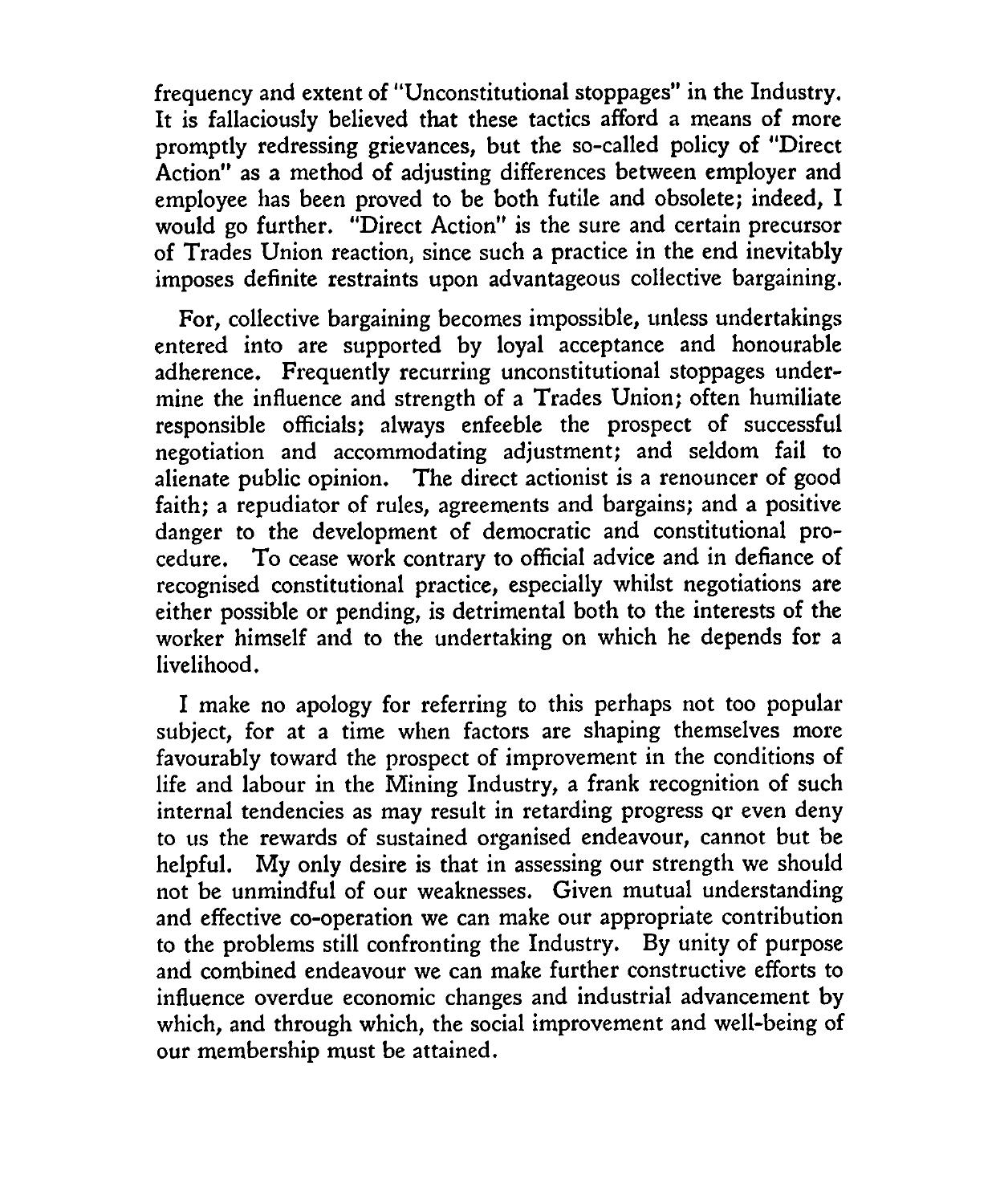frequency and extent of "Unconstitutional stoppages" in the Industry. It is fallaciously believed that these tactics afford a means of more promptly redressing grievances, but the so-called policy of "Direct Action" as a method of adjusting differences between employer and employee has been proved to be both futile and obsolete; indeed, I would go further. "Direct Action" is the sure and certain precursor of Trades Union reaction, since such a practice in the end inevitably imposes definite restraints upon advantageous collective bargaining.

For, collective bargaining becomes impossible, unless undertakings entered into are supported by loyal acceptance and honourable adherence. Frequently recurring unconstitutional stoppages undermine the influence and strength of a Trades Union; often humiliate responsible officials; always enfeeble the prospect of successful negotiation and accommodating adjustment; and seldom fail to alienate public opinion. The direct actionist is a renouncer of good faith; a repudiator of rules, agreements and bargains; and a positive danger to the development of democratic and constitutional procedure. To cease work contrary to official advice and in defiance of recognised constitutional practice, especially whilst negotiations are either possible or pending, is detrimental both to the interests of the worker himself and to the undertaking on which he depends for a livelihood.

I make no apology for referring to this perhaps not too popular subject, for at a time when factors are shaping themselves more favourably toward the prospect of improvement in the conditions of life and labour in the Mining Industry, a frank recognition of such internal tendencies as may result in retarding progress or even deny to us the rewards of sustained organised endeavour, cannot but be helpful. My only desire is that in assessing our strength we should not be unmindful of our weaknesses. Given mutual understanding and effective co-operation we can make our appropriate contribution to the problems still confronting the Industry. By unity of purpose and combined endeavour we can make further constructive efforts to influence overdue economic changes and industrial advancement by which, and through which, the social improvement and well-being of our membership must be attained.